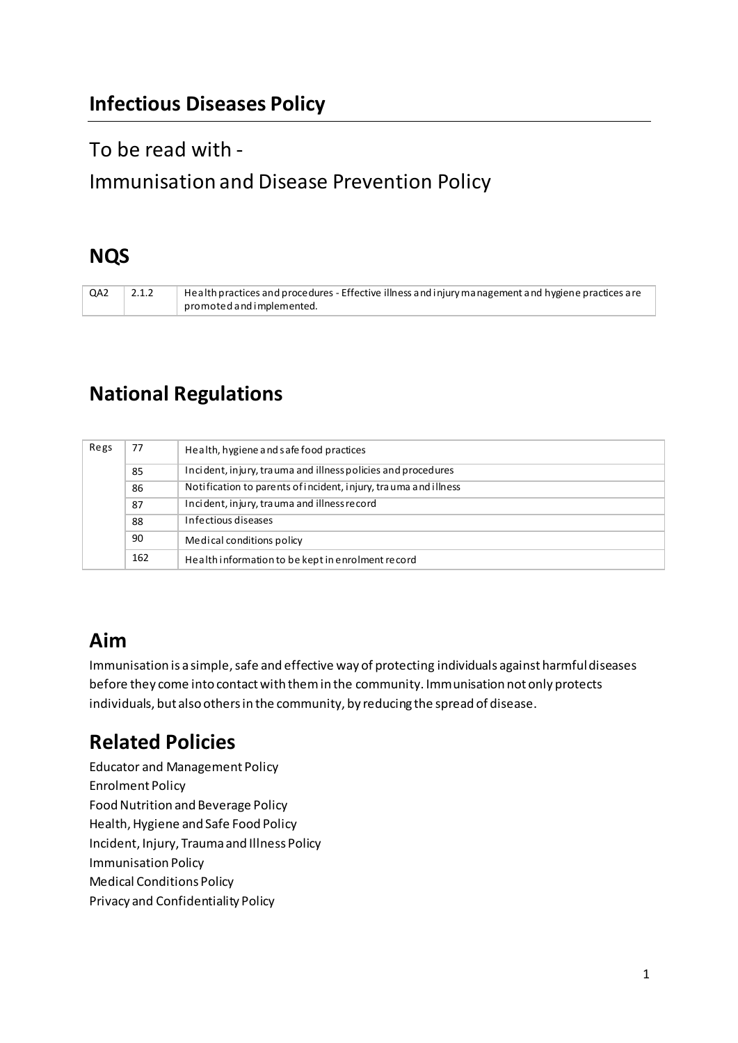# Infectious Diseases Policy

To be read with -

Immunisation and Disease Prevention Policy

## NQS

| QA2 | 2.1.2 | Health practices and procedures - Effective illness and injury management and hygiene practices are promoted and implemented. |
|---|---|---|

## National Regulations

| Regs | 77 | Health, hygiene and safe food practices |
|---|---|---|
| | 85 | Incident, injury, trauma and illness policies and procedures |
| | 86 | Notification to parents of incident, injury, trauma and illness |
| | 87 | Incident, injury, trauma and illness record |
| | 88 | Infectious diseases |
| | 90 | Medical conditions policy |
| | 162 | Health information to be kept in enrolment record |

## Aim

Immunisation is a simple, safe and effective way of protecting individuals against harmful diseases before they come into contact with them in the community. Immunisation not only protects individuals, but also others in the community, by reducing the spread of disease.

## Related Policies

Educator and Management Policy
Enrolment Policy
Food Nutrition and Beverage Policy
Health, Hygiene and Safe Food Policy
Incident, Injury, Trauma and Illness Policy
Immunisation Policy
Medical Conditions Policy
Privacy and Confidentiality Policy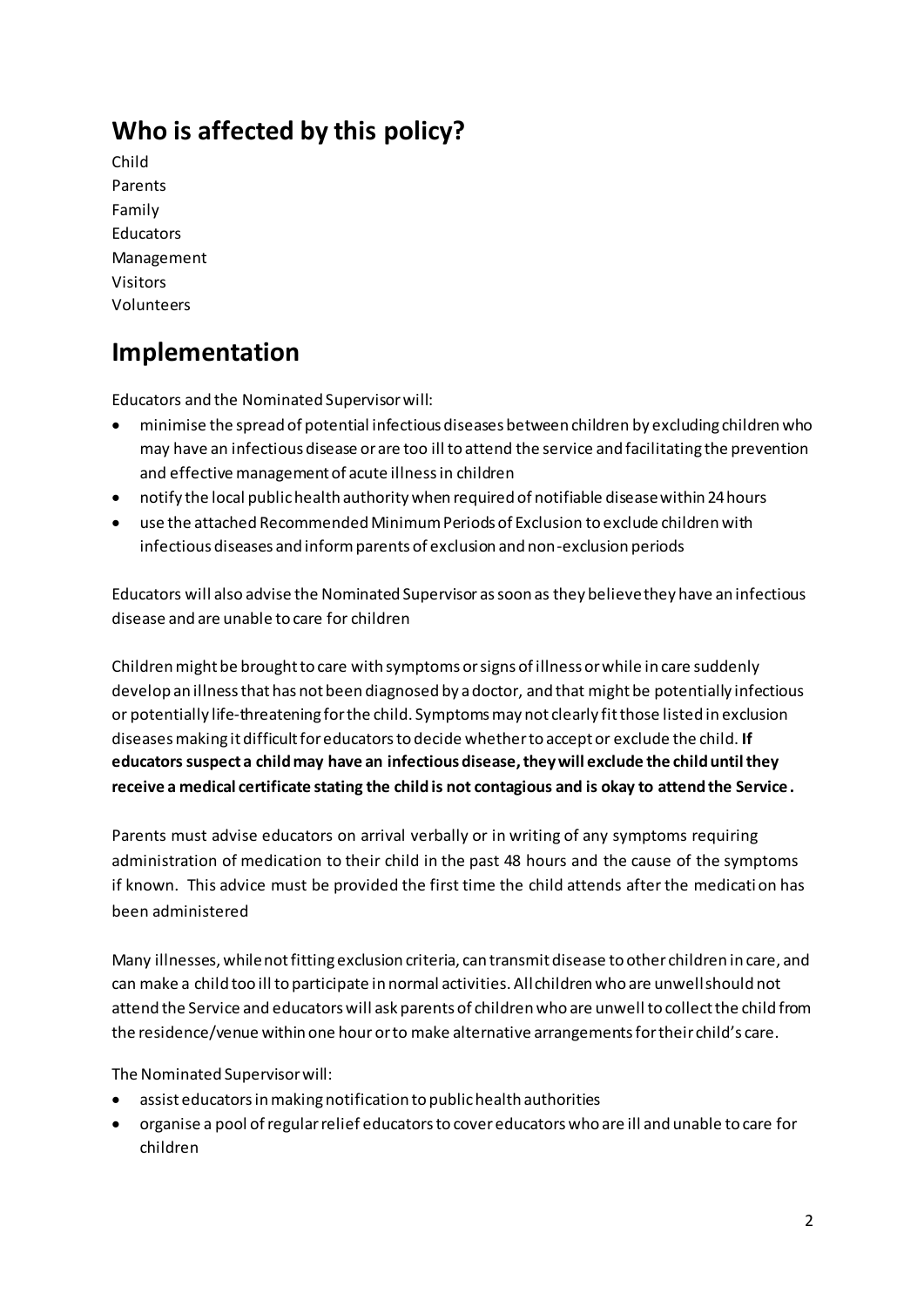## Who is affected by this policy?

Child
Parents
Family
Educators
Management
Visitors
Volunteers

## Implementation

Educators and the Nominated Supervisor will:

- minimise the spread of potential infectious diseases between children by excluding children who may have an infectious disease or are too ill to attend the service and facilitating the prevention and effective management of acute illness in children
- notify the local public health authority when required of notifiable disease within 24 hours
- use the attached Recommended Minimum Periods of Exclusion to exclude children with infectious diseases and inform parents of exclusion and non-exclusion periods

Educators will also advise the Nominated Supervisor as soon as they believe they have an infectious disease and are unable to care for children

Children might be brought to care with symptoms or signs of illness or while in care suddenly develop an illness that has not been diagnosed by a doctor, and that might be potentially infectious or potentially life-threatening for the child. Symptoms may not clearly fit those listed in exclusion diseases making it difficult for educators to decide whether to accept or exclude the child. **If educators suspect a child may have an infectious disease, they will exclude the child until they receive a medical certificate stating the child is not contagious and is okay to attend the Service.**

Parents must advise educators on arrival verbally or in writing of any symptoms requiring administration of medication to their child in the past 48 hours and the cause of the symptoms if known. This advice must be provided the first time the child attends after the medication has been administered

Many illnesses, while not fitting exclusion criteria, can transmit disease to other children in care, and can make a child too ill to participate in normal activities. All children who are unwell should not attend the Service and educators will ask parents of children who are unwell to collect the child from the residence/venue within one hour or to make alternative arrangements for their child's care.

The Nominated Supervisor will:

- assist educators in making notification to public health authorities
- organise a pool of regular relief educators to cover educators who are ill and unable to care for children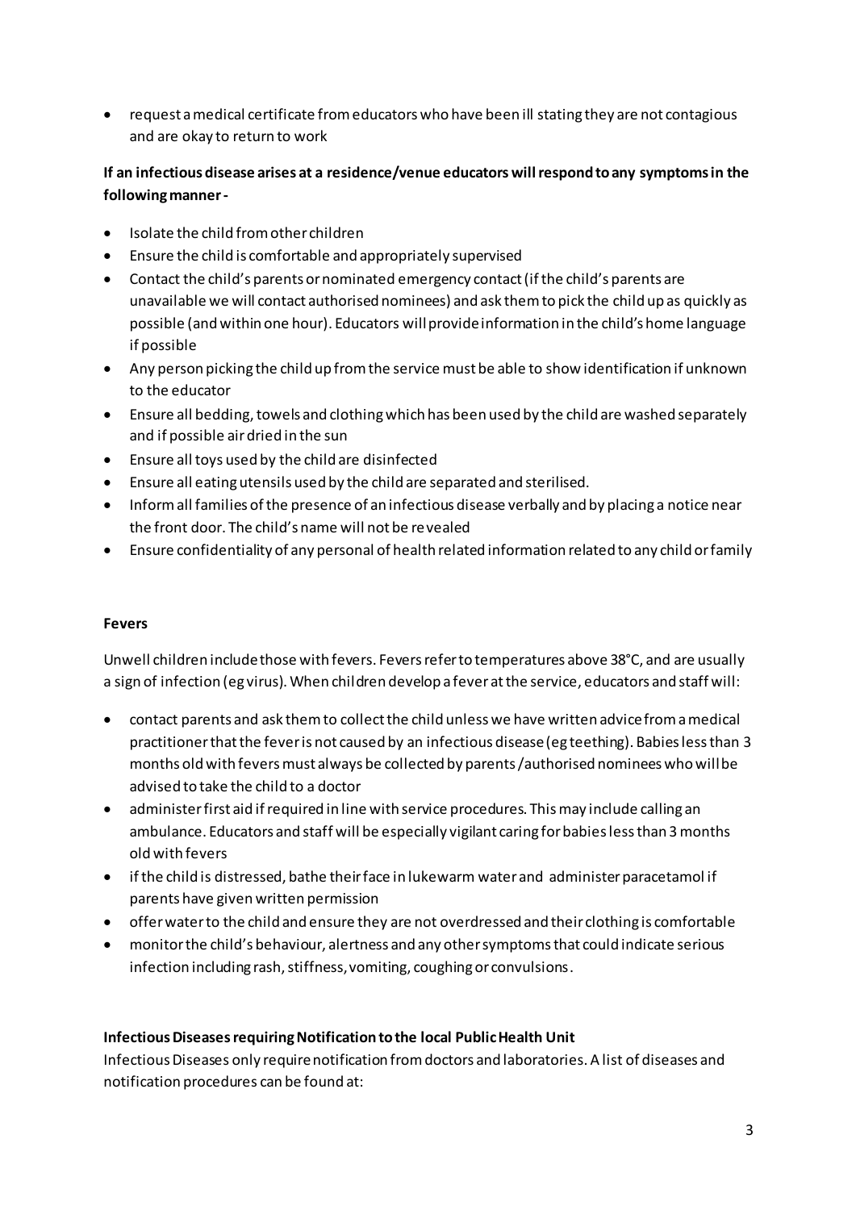- request a medical certificate from educators who have been ill stating they are not contagious and are okay to return to work

**If an infectious disease arises at a residence/venue educators will respond to any symptoms in the following manner -**

- Isolate the child from other children
- Ensure the child is comfortable and appropriately supervised
- Contact the child's parents or nominated emergency contact (if the child's parents are unavailable we will contact authorised nominees) and ask them to pick the child up as quickly as possible (and within one hour). Educators will provide information in the child's home language if possible
- Any person picking the child up from the service must be able to show identification if unknown to the educator
- Ensure all bedding, towels and clothing which has been used by the child are washed separately and if possible air dried in the sun
- Ensure all toys used by the child are disinfected
- Ensure all eating utensils used by the child are separated and sterilised.
- Inform all families of the presence of an infectious disease verbally and by placing a notice near the front door. The child's name will not be revealed
- Ensure confidentiality of any personal of health related information related to any child or family

**Fevers**

Unwell children include those with fevers. Fevers refer to temperatures above 38°C, and are usually a sign of infection (eg virus). When children develop a fever at the service, educators and staff will:

- contact parents and ask them to collect the child unless we have written advice from a medical practitioner that the fever is not caused by an infectious disease (eg teething). Babies less than 3 months old with fevers must always be collected by parents/authorised nominees who will be advised to take the child to a doctor
- administer first aid if required in line with service procedures. This may include calling an ambulance. Educators and staff will be especially vigilant caring for babies less than 3 months old with fevers
- if the child is distressed, bathe their face in lukewarm water and administer paracetamol if parents have given written permission
- offer water to the child and ensure they are not overdressed and their clothing is comfortable
- monitor the child's behaviour, alertness and any other symptoms that could indicate serious infection including rash, stiffness, vomiting, coughing or convulsions.

**Infectious Diseases requiring Notification to the local Public Health Unit**

Infectious Diseases only require notification from doctors and laboratories. A list of diseases and notification procedures can be found at: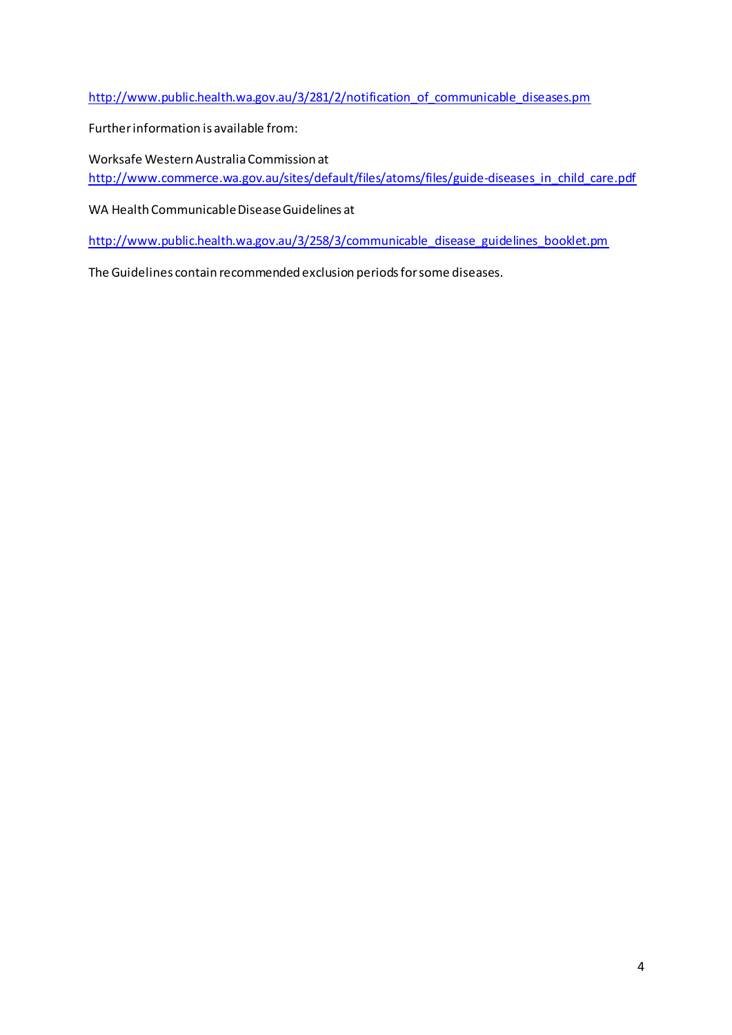http://www.public.health.wa.gov.au/3/281/2/notification_of_communicable_diseases.pm

Further information is available from:

Worksafe Western Australia Commission at
http://www.commerce.wa.gov.au/sites/default/files/atoms/files/guide-diseases_in_child_care.pdf

WA Health Communicable Disease Guidelines at

http://www.public.health.wa.gov.au/3/258/3/communicable_disease_guidelines_booklet.pm

The Guidelines contain recommended exclusion periods for some diseases.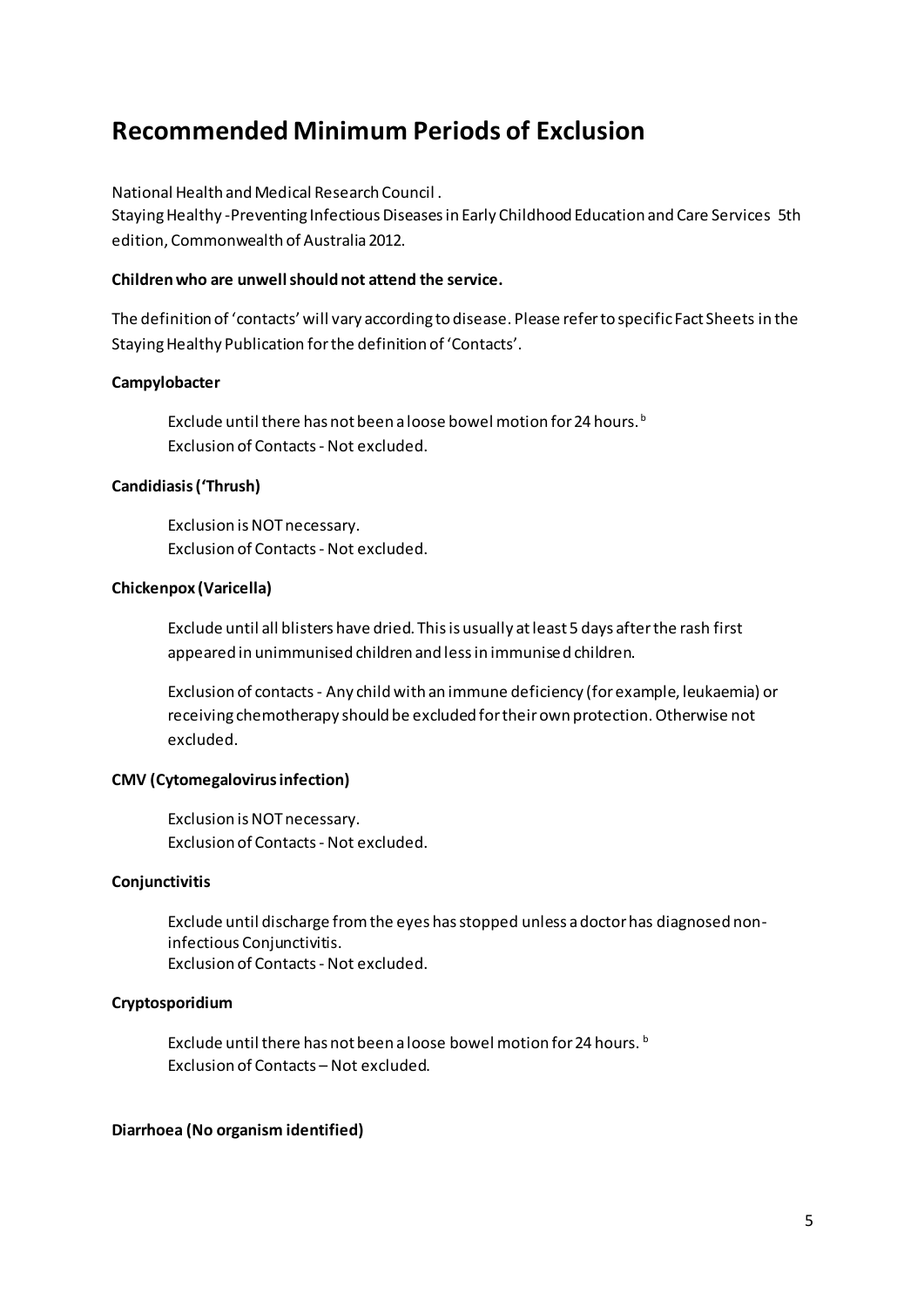## Recommended Minimum Periods of Exclusion

National Health and Medical Research Council .
Staying Healthy -Preventing Infectious Diseases in Early Childhood Education and Care Services 5th edition, Commonwealth of Australia 2012.

**Children who are unwell should not attend the service.**

The definition of 'contacts' will vary according to disease. Please refer to specific Fact Sheets in the Staying Healthy Publication for the definition of 'Contacts'.

**Campylobacter**

Exclude until there has not been a loose bowel motion for 24 hours. [b]
Exclusion of Contacts - Not excluded.

**Candidiasis ('Thrush)**

Exclusion is NOT necessary.
Exclusion of Contacts - Not excluded.

**Chickenpox (Varicella)**

Exclude until all blisters have dried. This is usually at least 5 days after the rash first appeared in unimmunised children and less in immunised children.

Exclusion of contacts - Any child with an immune deficiency (for example, leukaemia) or receiving chemotherapy should be excluded for their own protection. Otherwise not excluded.

**CMV (Cytomegalovirus infection)**

Exclusion is NOT necessary.
Exclusion of Contacts - Not excluded.

**Conjunctivitis**

Exclude until discharge from the eyes has stopped unless a doctor has diagnosed non-infectious Conjunctivitis.
Exclusion of Contacts - Not excluded.

**Cryptosporidium**

Exclude until there has not been a loose bowel motion for 24 hours. [b]
Exclusion of Contacts – Not excluded.

**Diarrhoea (No organism identified)**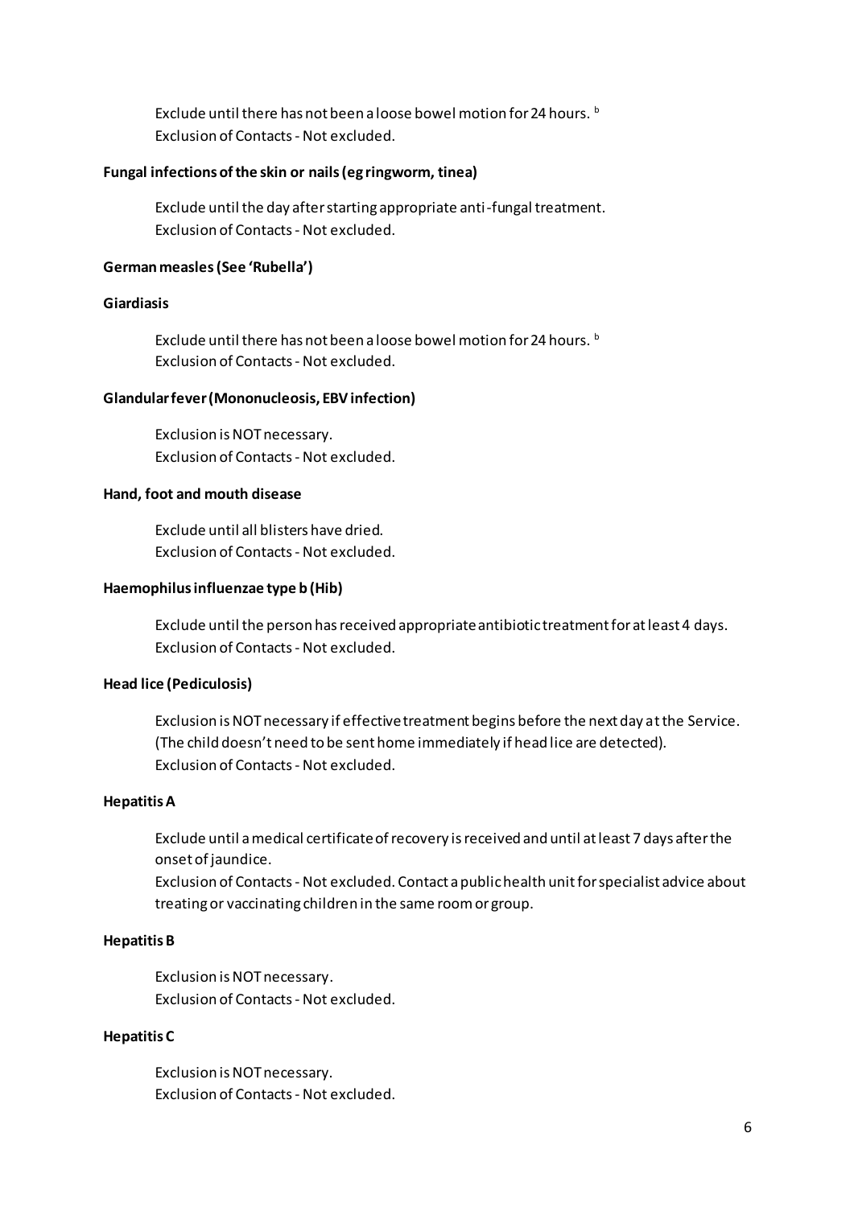Exclude until there has not been a loose bowel motion for 24 hours. [b]
Exclusion of Contacts - Not excluded.

**Fungal infections of the skin or nails (eg ringworm, tinea)**

Exclude until the day after starting appropriate anti-fungal treatment.
Exclusion of Contacts - Not excluded.

**German measles (See 'Rubella')**

**Giardiasis**

Exclude until there has not been a loose bowel motion for 24 hours. [b]
Exclusion of Contacts - Not excluded.

**Glandular fever (Mononucleosis, EBV infection)**

Exclusion is NOT necessary.
Exclusion of Contacts - Not excluded.

**Hand, foot and mouth disease**

Exclude until all blisters have dried.
Exclusion of Contacts - Not excluded.

**Haemophilus influenzae type b (Hib)**

Exclude until the person has received appropriate antibiotic treatment for at least 4 days.
Exclusion of Contacts - Not excluded.

**Head lice (Pediculosis)**

Exclusion is NOT necessary if effective treatment begins before the next day at the Service. (The child doesn't need to be sent home immediately if head lice are detected).
Exclusion of Contacts - Not excluded.

**Hepatitis A**

Exclude until a medical certificate of recovery is received and until at least 7 days after the onset of jaundice.
Exclusion of Contacts - Not excluded. Contact a public health unit for specialist advice about treating or vaccinating children in the same room or group.

**Hepatitis B**

Exclusion is NOT necessary.
Exclusion of Contacts - Not excluded.

**Hepatitis C**

Exclusion is NOT necessary.
Exclusion of Contacts - Not excluded.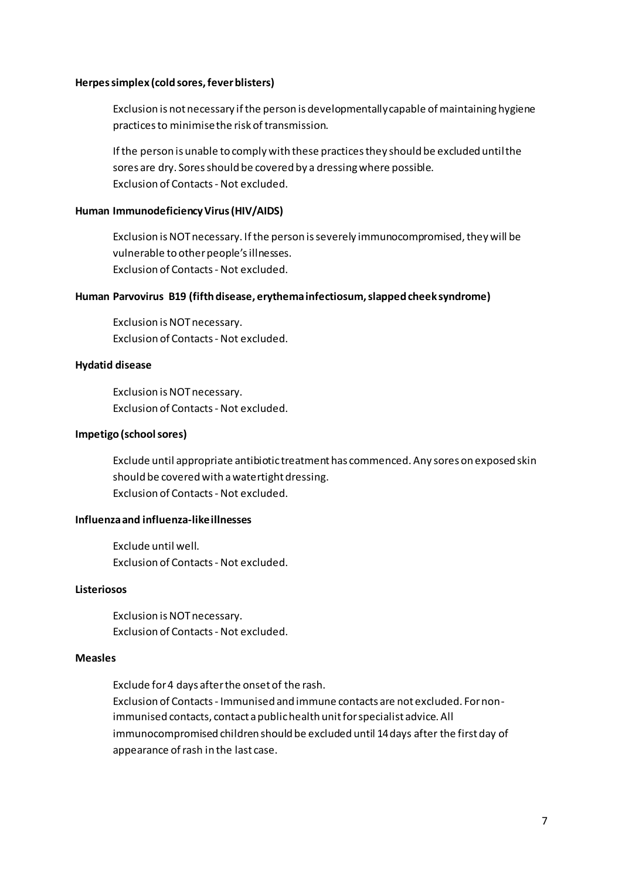**Herpes simplex (cold sores, fever blisters)**

Exclusion is not necessary if the person is developmentally capable of maintaining hygiene practices to minimise the risk of transmission.

If the person is unable to comply with these practices they should be excluded until the sores are dry. Sores should be covered by a dressing where possible.
Exclusion of Contacts - Not excluded.

**Human Immunodeficiency Virus (HIV/AIDS)**

Exclusion is NOT necessary. If the person is severely immunocompromised, they will be vulnerable to other people's illnesses.
Exclusion of Contacts - Not excluded.

**Human Parvovirus B19 (fifth disease, erythema infectiosum, slapped cheek syndrome)**

Exclusion is NOT necessary.
Exclusion of Contacts - Not excluded.

**Hydatid disease**

Exclusion is NOT necessary.
Exclusion of Contacts - Not excluded.

**Impetigo (school sores)**

Exclude until appropriate antibiotic treatment has commenced. Any sores on exposed skin should be covered with a watertight dressing.
Exclusion of Contacts - Not excluded.

**Influenza and influenza-like illnesses**

Exclude until well.
Exclusion of Contacts - Not excluded.

**Listeriosos**

Exclusion is NOT necessary.
Exclusion of Contacts - Not excluded.

**Measles**

Exclude for 4 days after the onset of the rash.
Exclusion of Contacts - Immunised and immune contacts are not excluded. For non-immunised contacts, contact a public health unit for specialist advice. All immunocompromised children should be excluded until 14 days after the first day of appearance of rash in the last case.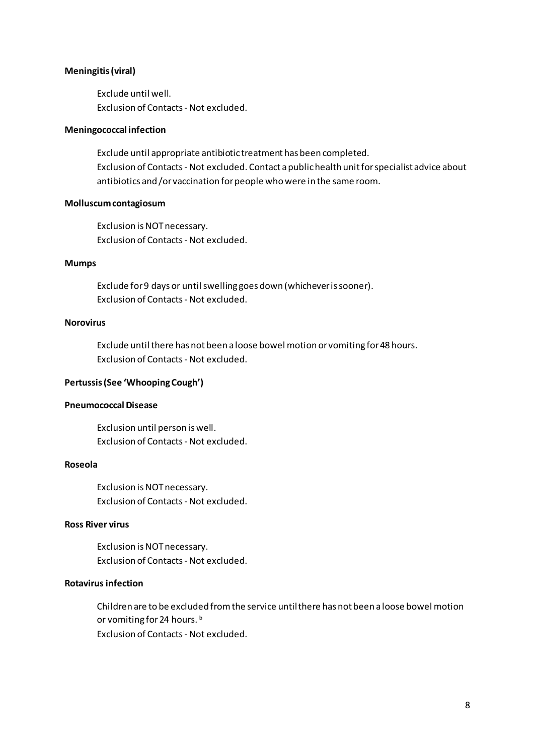**Meningitis (viral)**

Exclude until well.
Exclusion of Contacts - Not excluded.

**Meningococcal infection**

Exclude until appropriate antibiotic treatment has been completed.
Exclusion of Contacts - Not excluded. Contact a public health unit for specialist advice about antibiotics and/or vaccination for people who were in the same room.

**Molluscum contagiosum**

Exclusion is NOT necessary.
Exclusion of Contacts - Not excluded.

**Mumps**

Exclude for 9 days or until swelling goes down (whichever is sooner).
Exclusion of Contacts - Not excluded.

**Norovirus**

Exclude until there has not been a loose bowel motion or vomiting for 48 hours.
Exclusion of Contacts - Not excluded.

**Pertussis (See 'Whooping Cough')**

**Pneumococcal Disease**

Exclusion until person is well.
Exclusion of Contacts - Not excluded.

**Roseola**

Exclusion is NOT necessary.
Exclusion of Contacts - Not excluded.

**Ross River virus**

Exclusion is NOT necessary.
Exclusion of Contacts - Not excluded.

**Rotavirus infection**

Children are to be excluded from the service until there has not been a loose bowel motion or vomiting for 24 hours. [b]
Exclusion of Contacts - Not excluded.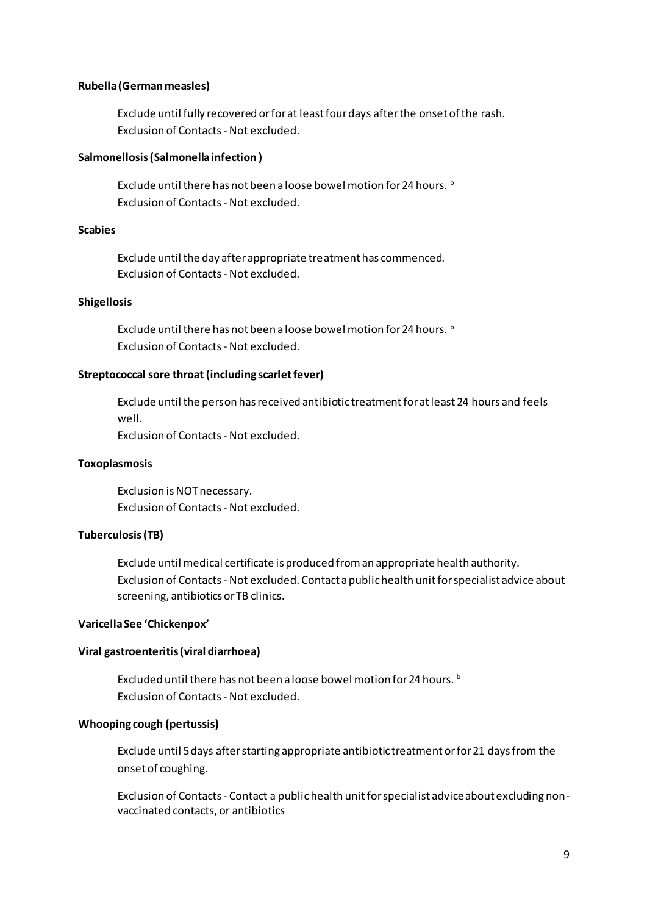**Rubella (German measles)**

Exclude until fully recovered or for at least four days after the onset of the rash.
Exclusion of Contacts - Not excluded.

**Salmonellosis (Salmonella infection )**

Exclude until there has not been a loose bowel motion for 24 hours. [b]
Exclusion of Contacts - Not excluded.

**Scabies**

Exclude until the day after appropriate treatment has commenced.
Exclusion of Contacts - Not excluded.

**Shigellosis**

Exclude until there has not been a loose bowel motion for 24 hours. [b]
Exclusion of Contacts - Not excluded.

**Streptococcal sore throat (including scarlet fever)**

Exclude until the person has received antibiotic treatment for at least 24 hours and feels well.
Exclusion of Contacts - Not excluded.

**Toxoplasmosis**

Exclusion is NOT necessary.
Exclusion of Contacts - Not excluded.

**Tuberculosis (TB)**

Exclude until medical certificate is produced from an appropriate health authority.
Exclusion of Contacts - Not excluded. Contact a public health unit for specialist advice about screening, antibiotics or TB clinics.

**Varicella See 'Chickenpox'**

**Viral gastroenteritis (viral diarrhoea)**

Excluded until there has not been a loose bowel motion for 24 hours. [b]
Exclusion of Contacts - Not excluded.

**Whooping cough (pertussis)**

Exclude until 5 days after starting appropriate antibiotic treatment or for 21 days from the onset of coughing.

Exclusion of Contacts - Contact a public health unit for specialist advice about excluding non-vaccinated contacts, or antibiotics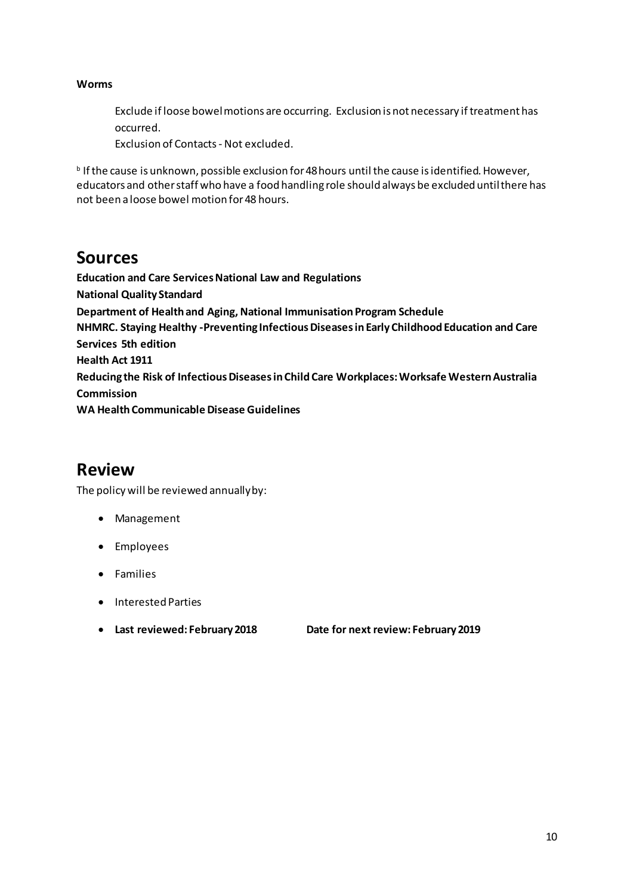**Worms**

Exclude if loose bowel motions are occurring. Exclusion is not necessary if treatment has occurred.

Exclusion of Contacts - Not excluded.

[b] If the cause is unknown, possible exclusion for 48 hours until the cause is identified. However, educators and other staff who have a food handling role should always be excluded until there has not been a loose bowel motion for 48 hours.

## Sources

**Education and Care Services National Law and Regulations**

**National Quality Standard**

**Department of Health and Aging, National Immunisation Program Schedule**

**NHMRC. Staying Healthy -Preventing Infectious Diseases in Early Childhood Education and Care Services 5th edition**

**Health Act 1911**

**Reducing the Risk of Infectious Diseases in Child Care Workplaces: Worksafe Western Australia Commission**

**WA Health Communicable Disease Guidelines**

## Review

The policy will be reviewed annually by:

- Management
- Employees
- Families
- Interested Parties
- **Last reviewed: February 2018 Date for next review: February 2019**